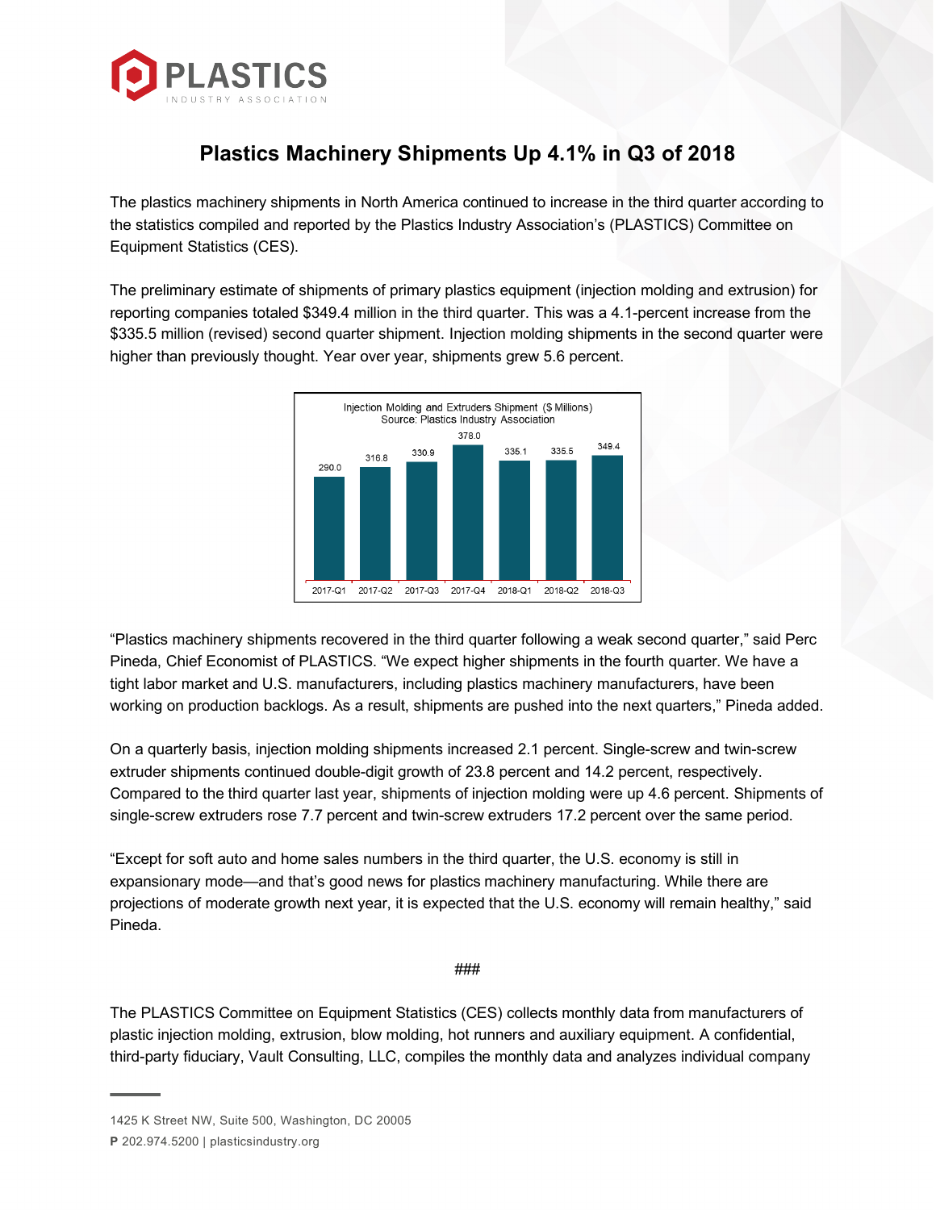PLASTICS
INDUSTRY ASSOCIATION

# Plastics Machinery Shipments Up 4.1% in Q3 of 2018

The plastics machinery shipments in North America continued to increase in the third quarter according to the statistics compiled and reported by the Plastics Industry Association's (PLASTICS) Committee on Equipment Statistics (CES).

The preliminary estimate of shipments of primary plastics equipment (injection molding and extrusion) for reporting companies totaled $349.4 million in the third quarter. This was a 4.1-percent increase from the $335.5 million (revised) second quarter shipment. Injection molding shipments in the second quarter were higher than previously thought. Year over year, shipments grew 5.6 percent.

Injection Molding and Extruders Shipment ($ Millions)
Source: Plastics Industry Association

290.0
316.8
330.9
378.0
335.1
335.5
349.4

2017-Q1
2017-Q2
2017-Q3
2017-Q4
2018-Q1
2018-Q2
2018-Q3

"Plastics machinery shipments recovered in the third quarter following a weak second quarter," said Perc Pineda, Chief Economist of PLASTICS. "We expect higher shipments in the fourth quarter. We have a tight labor market and U.S. manufacturers, including plastics machinery manufacturers, have been working on production backlogs. As a result, shipments are pushed into the next quarters," Pineda added.

On a quarterly basis, injection molding shipments increased 2.1 percent. Single-screw and twin-screw extruder shipments continued double-digit growth of 23.8 percent and 14.2 percent, respectively. Compared to the third quarter last year, shipments of injection molding were up 4.6 percent. Shipments of single-screw extruders rose 7.7 percent and twin-screw extruders 17.2 percent over the same period.

"Except for soft auto and home sales numbers in the third quarter, the U.S. economy is still in expansionary mode—and that's good news for plastics machinery manufacturing. While there are projections of moderate growth next year, it is expected that the U.S. economy will remain healthy," said Pineda.

###

The PLASTICS Committee on Equipment Statistics (CES) collects monthly data from manufacturers of plastic injection molding, extrusion, blow molding, hot runners and auxiliary equipment. A confidential, third-party fiduciary, Vault Consulting, LLC, compiles the monthly data and analyzes individual company

1425 K Street NW, Suite 500, Washington, DC 20005
P 202.974.5200 | plasticsindustry.org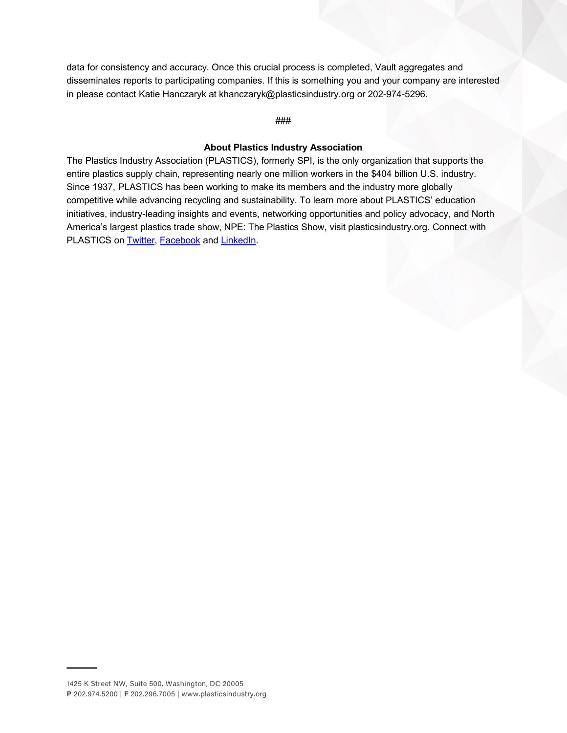data for consistency and accuracy. Once this crucial process is completed, Vault aggregates and disseminates reports to participating companies. If this is something you and your company are interested in please contact Katie Hanczaryk at khanczaryk@plasticsindustry.org or 202-974-5296.

###

**About Plastics Industry Association**

The Plastics Industry Association (PLASTICS), formerly SPI, is the only organization that supports the entire plastics supply chain, representing nearly one million workers in the $404 billion U.S. industry. Since 1937, PLASTICS has been working to make its members and the industry more globally competitive while advancing recycling and sustainability. To learn more about PLASTICS' education initiatives, industry-leading insights and events, networking opportunities and policy advocacy, and North America's largest plastics trade show, NPE: The Plastics Show, visit plasticsindustry.org. Connect with PLASTICS on Twitter, Facebook and LinkedIn.